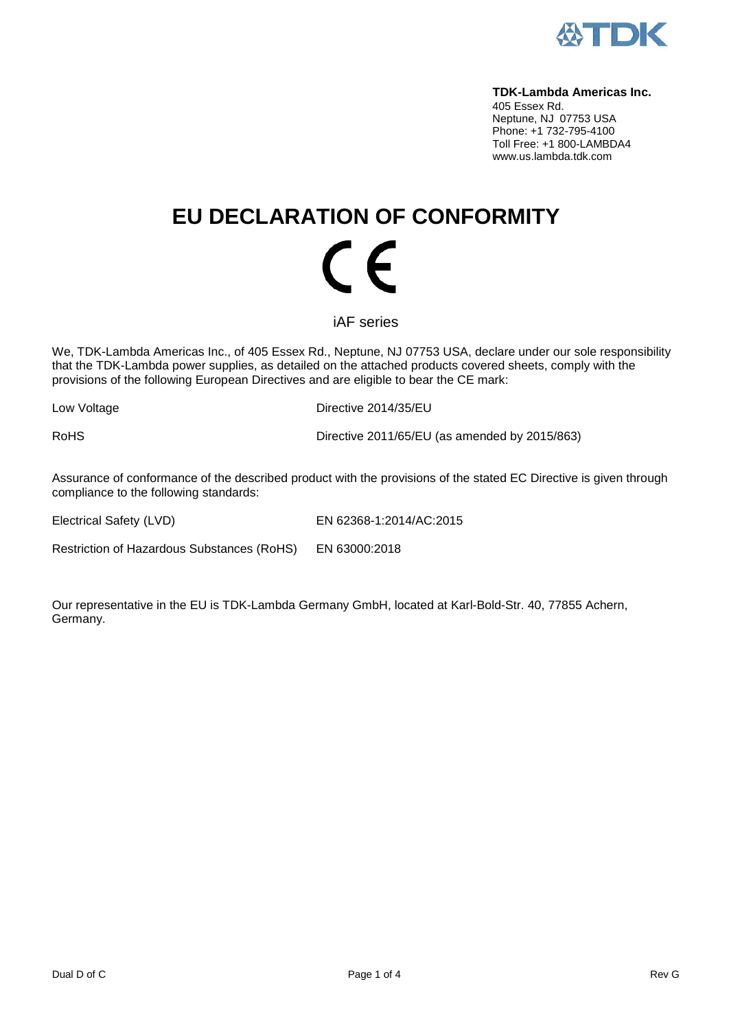**TDK-Lambda Americas Inc.**
405 Essex Rd.
Neptune, NJ 07753 USA
Phone: +1 732-795-4100
Toll Free: +1 800-LAMBDA4
www.us.lambda.tdk.com

# EU DECLARATION OF CONFORMITY

CE

iAF series

We, TDK-Lambda Americas Inc., of 405 Essex Rd., Neptune, NJ 07753 USA, declare under our sole responsibility that the TDK-Lambda power supplies, as detailed on the attached products covered sheets, comply with the provisions of the following European Directives and are eligible to bear the CE mark:

| | |
|---|---|
| Low Voltage | Directive 2014/35/EU |
| RoHS | Directive 2011/65/EU (as amended by 2015/863) |

Assurance of conformance of the described product with the provisions of the stated EC Directive is given through compliance to the following standards:

| | |
|---|---|
| Electrical Safety (LVD) | EN 62368-1:2014/AC:2015 |
| Restriction of Hazardous Substances (RoHS) | EN 63000:2018 |

Our representative in the EU is TDK-Lambda Germany GmbH, located at Karl-Bold-Str. 40, 77855 Achern, Germany.

Dual D of C

Rev G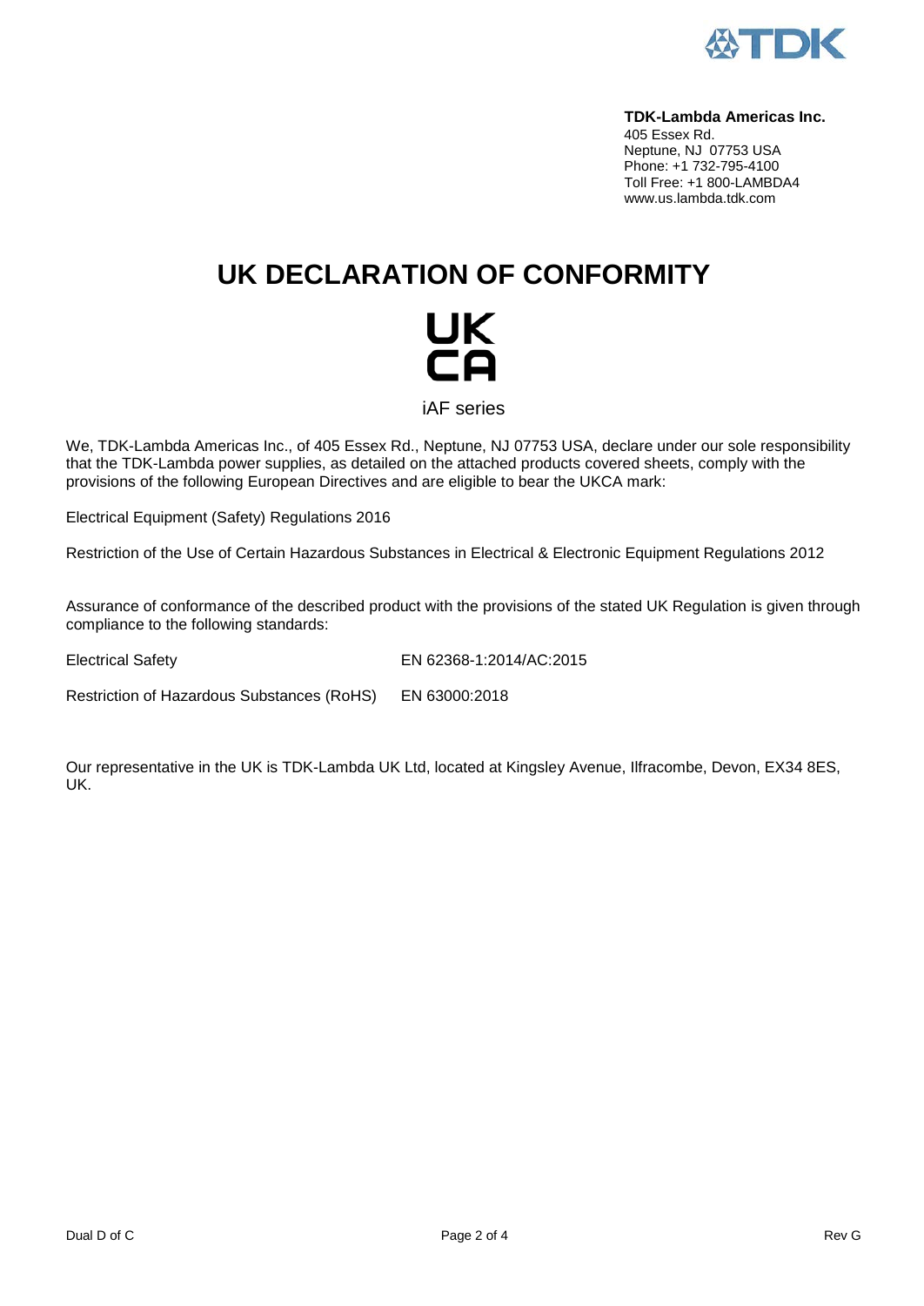**TDK-Lambda Americas Inc.**
405 Essex Rd.
Neptune, NJ 07753 USA
Phone: +1 732-795-4100
Toll Free: +1 800-LAMBDA4
www.us.lambda.tdk.com

# UK DECLARATION OF CONFORMITY

UK
CA

iAF series

We, TDK-Lambda Americas Inc., of 405 Essex Rd., Neptune, NJ 07753 USA, declare under our sole responsibility that the TDK-Lambda power supplies, as detailed on the attached products covered sheets, comply with the provisions of the following European Directives and are eligible to bear the UKCA mark:

Electrical Equipment (Safety) Regulations 2016

Restriction of the Use of Certain Hazardous Substances in Electrical & Electronic Equipment Regulations 2012

Assurance of conformance of the described product with the provisions of the stated UK Regulation is given through compliance to the following standards:

| | |
|---|---|
| Electrical Safety | EN 62368-1:2014/AC:2015 |
| Restriction of Hazardous Substances (RoHS) | EN 63000:2018 |

Our representative in the UK is TDK-Lambda UK Ltd, located at Kingsley Avenue, Ilfracombe, Devon, EX34 8ES, UK.

Dual D of C | Rev G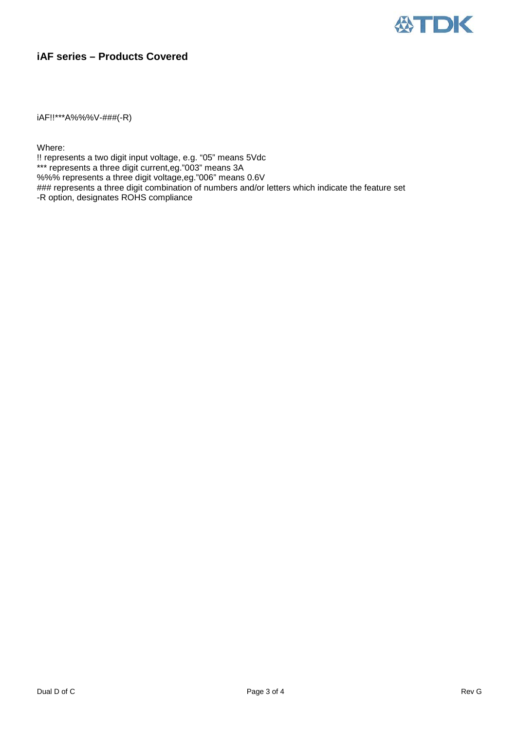## iAF series – Products Covered

iAF!!***A%%%V-###(-R)

Where:
!! represents a two digit input voltage, e.g. “05” means 5Vdc
*** represents a three digit current,eg.”003” means 3A
%%% represents a three digit voltage,eg.”006” means 0.6V
### represents a three digit combination of numbers and/or letters which indicate the feature set
-R option, designates ROHS compliance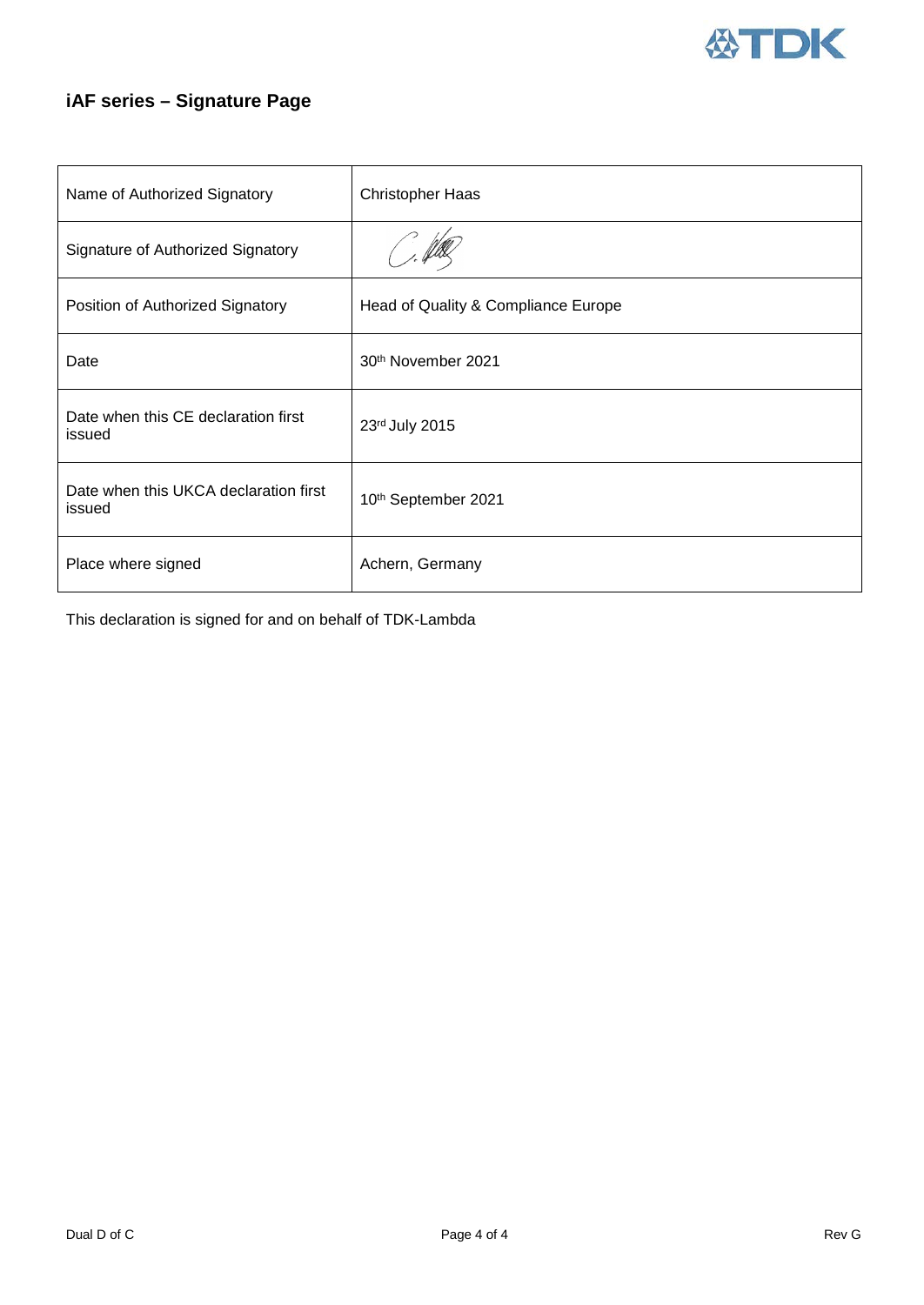## iAF series – Signature Page

| | |
|---|---|
| Name of Authorized Signatory | Christopher Haas |
| Signature of Authorized Signatory | C. Haas |
| Position of Authorized Signatory | Head of Quality & Compliance Europe |
| Date | 30th November 2021 |
| Date when this CE declaration first issued | 23rd July 2015 |
| Date when this UKCA declaration first issued | 10th September 2021 |
| Place where signed | Achern, Germany |

This declaration is signed for and on behalf of TDK-Lambda